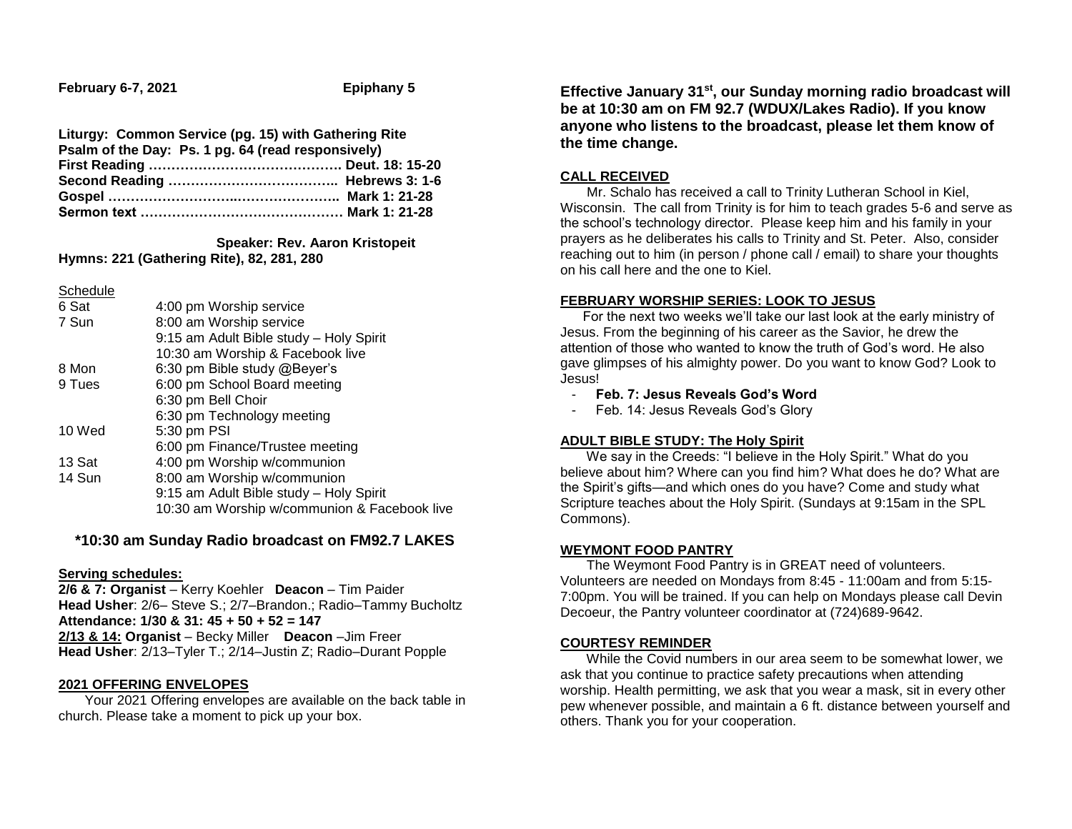**February 6-7, 2021** **Epiphany 5**

**Liturgy: Common Service (pg. 15) with Gathering Rite**
**Psalm of the Day: Ps. 1 pg. 64 (read responsively)**
**First Reading ……………………………………. Deut. 18: 15-20**
**Second Reading ……………………………….. Hebrews 3: 1-6**
**Gospel ………………………..………………….. Mark 1: 21-28**
**Sermon text ……………………………………… Mark 1: 21-28**

**Speaker: Rev. Aaron Kristopeit**
**Hymns: 221 (Gathering Rite), 82, 281, 280**

Schedule

| | |
|---|---|
| 6 Sat | 4:00 pm Worship service |
| 7 Sun | 8:00 am Worship service |
| | 9:15 am Adult Bible study – Holy Spirit |
| | 10:30 am Worship & Facebook live |
| 8 Mon | 6:30 pm Bible study @Beyer's |
| 9 Tues | 6:00 pm School Board meeting |
| | 6:30 pm Bell Choir |
| | 6:30 pm Technology meeting |
| 10 Wed | 5:30 pm PSI |
| | 6:00 pm Finance/Trustee meeting |
| 13 Sat | 4:00 pm Worship w/communion |
| 14 Sun | 8:00 am Worship w/communion |
| | 9:15 am Adult Bible study – Holy Spirit |
| | 10:30 am Worship w/communion & Facebook live |

**\*10:30 am Sunday Radio broadcast on FM92.7 LAKES**

**Serving schedules:**

**2/6 & 7: Organist** – Kerry Koehler **Deacon** – Tim Paider
**Head Usher**: 2/6– Steve S.; 2/7–Brandon.; Radio–Tammy Bucholtz
**Attendance: 1/30 & 31: 45 + 50 + 52 = 147**
**2/13 & 14: Organist** – Becky Miller **Deacon** –Jim Freer
**Head Usher**: 2/13–Tyler T.; 2/14–Justin Z; Radio–Durant Popple

**2021 OFFERING ENVELOPES**

Your 2021 Offering envelopes are available on the back table in church. Please take a moment to pick up your box.

**Effective January 31st, our Sunday morning radio broadcast will be at 10:30 am on FM 92.7 (WDUX/Lakes Radio). If you know anyone who listens to the broadcast, please let them know of the time change.**

**CALL RECEIVED**

Mr. Schalo has received a call to Trinity Lutheran School in Kiel, Wisconsin. The call from Trinity is for him to teach grades 5-6 and serve as the school's technology director. Please keep him and his family in your prayers as he deliberates his calls to Trinity and St. Peter. Also, consider reaching out to him (in person / phone call / email) to share your thoughts on his call here and the one to Kiel.

**FEBRUARY WORSHIP SERIES: LOOK TO JESUS**

For the next two weeks we'll take our last look at the early ministry of Jesus. From the beginning of his career as the Savior, he drew the attention of those who wanted to know the truth of God's word. He also gave glimpses of his almighty power. Do you want to know God? Look to Jesus!

- **Feb. 7: Jesus Reveals God's Word**
- Feb. 14: Jesus Reveals God's Glory

**ADULT BIBLE STUDY: The Holy Spirit**

We say in the Creeds: "I believe in the Holy Spirit." What do you believe about him? Where can you find him? What does he do? What are the Spirit's gifts—and which ones do you have? Come and study what Scripture teaches about the Holy Spirit. (Sundays at 9:15am in the SPL Commons).

**WEYMONT FOOD PANTRY**

The Weymont Food Pantry is in GREAT need of volunteers. Volunteers are needed on Mondays from 8:45 - 11:00am and from 5:15-7:00pm. You will be trained. If you can help on Mondays please call Devin Decoeur, the Pantry volunteer coordinator at (724)689-9642.

**COURTESY REMINDER**

While the Covid numbers in our area seem to be somewhat lower, we ask that you continue to practice safety precautions when attending worship. Health permitting, we ask that you wear a mask, sit in every other pew whenever possible, and maintain a 6 ft. distance between yourself and others. Thank you for your cooperation.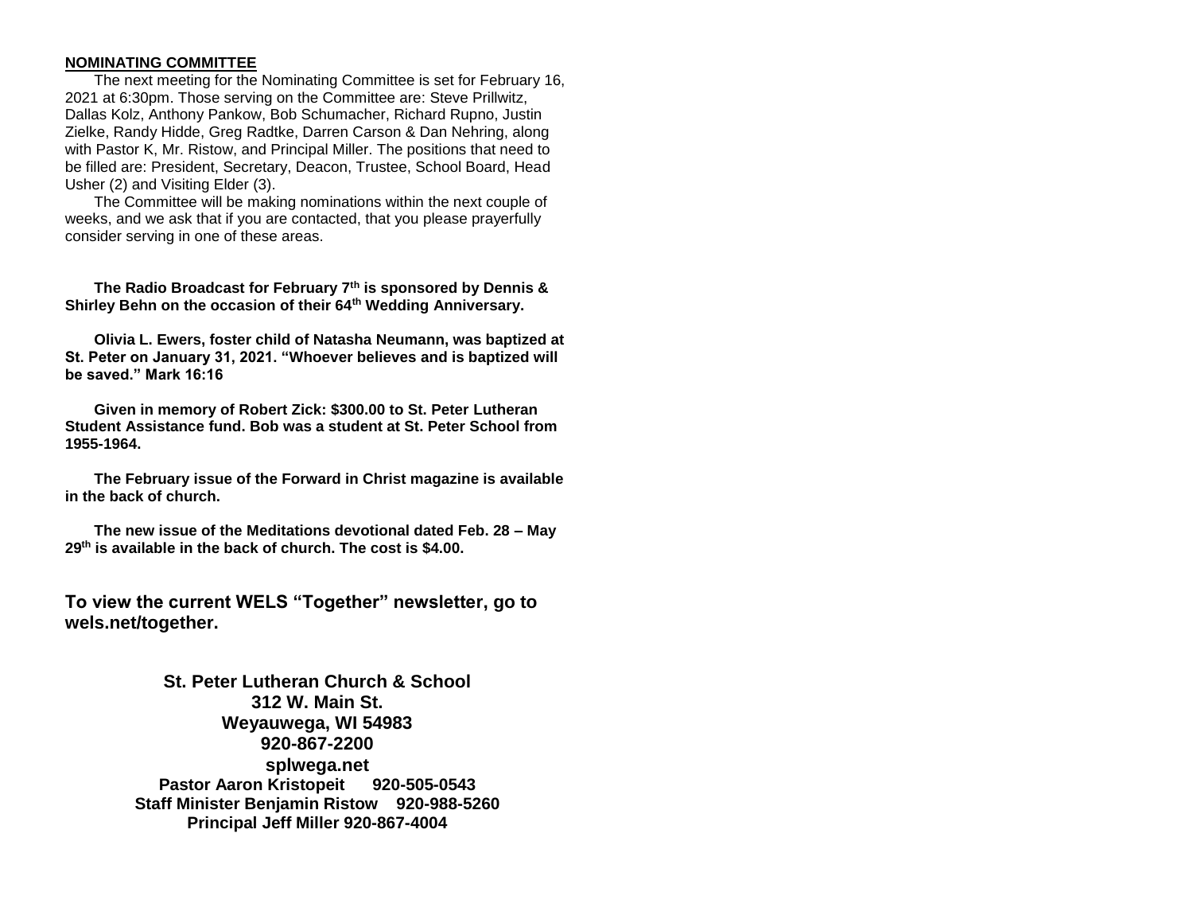**NOMINATING COMMITTEE**

The next meeting for the Nominating Committee is set for February 16, 2021 at 6:30pm. Those serving on the Committee are: Steve Prillwitz, Dallas Kolz, Anthony Pankow, Bob Schumacher, Richard Rupno, Justin Zielke, Randy Hidde, Greg Radtke, Darren Carson & Dan Nehring, along with Pastor K, Mr. Ristow, and Principal Miller. The positions that need to be filled are: President, Secretary, Deacon, Trustee, School Board, Head Usher (2) and Visiting Elder (3).

The Committee will be making nominations within the next couple of weeks, and we ask that if you are contacted, that you please prayerfully consider serving in one of these areas.

**The Radio Broadcast for February 7th is sponsored by Dennis & Shirley Behn on the occasion of their 64th Wedding Anniversary.**

**Olivia L. Ewers, foster child of Natasha Neumann, was baptized at St. Peter on January 31, 2021. "Whoever believes and is baptized will be saved." Mark 16:16**

**Given in memory of Robert Zick: $300.00 to St. Peter Lutheran Student Assistance fund. Bob was a student at St. Peter School from 1955-1964.**

**The February issue of the Forward in Christ magazine is available in the back of church.**

**The new issue of the Meditations devotional dated Feb. 28 – May 29th is available in the back of church. The cost is $4.00.**

**To view the current WELS "Together" newsletter, go to wels.net/together.**

**St. Peter Lutheran Church & School**
**312 W. Main St.**
**Weyauwega, WI 54983**
**920-867-2200**
**splwega.net**
**Pastor Aaron Kristopeit 920-505-0543**
**Staff Minister Benjamin Ristow 920-988-5260**
**Principal Jeff Miller 920-867-4004**